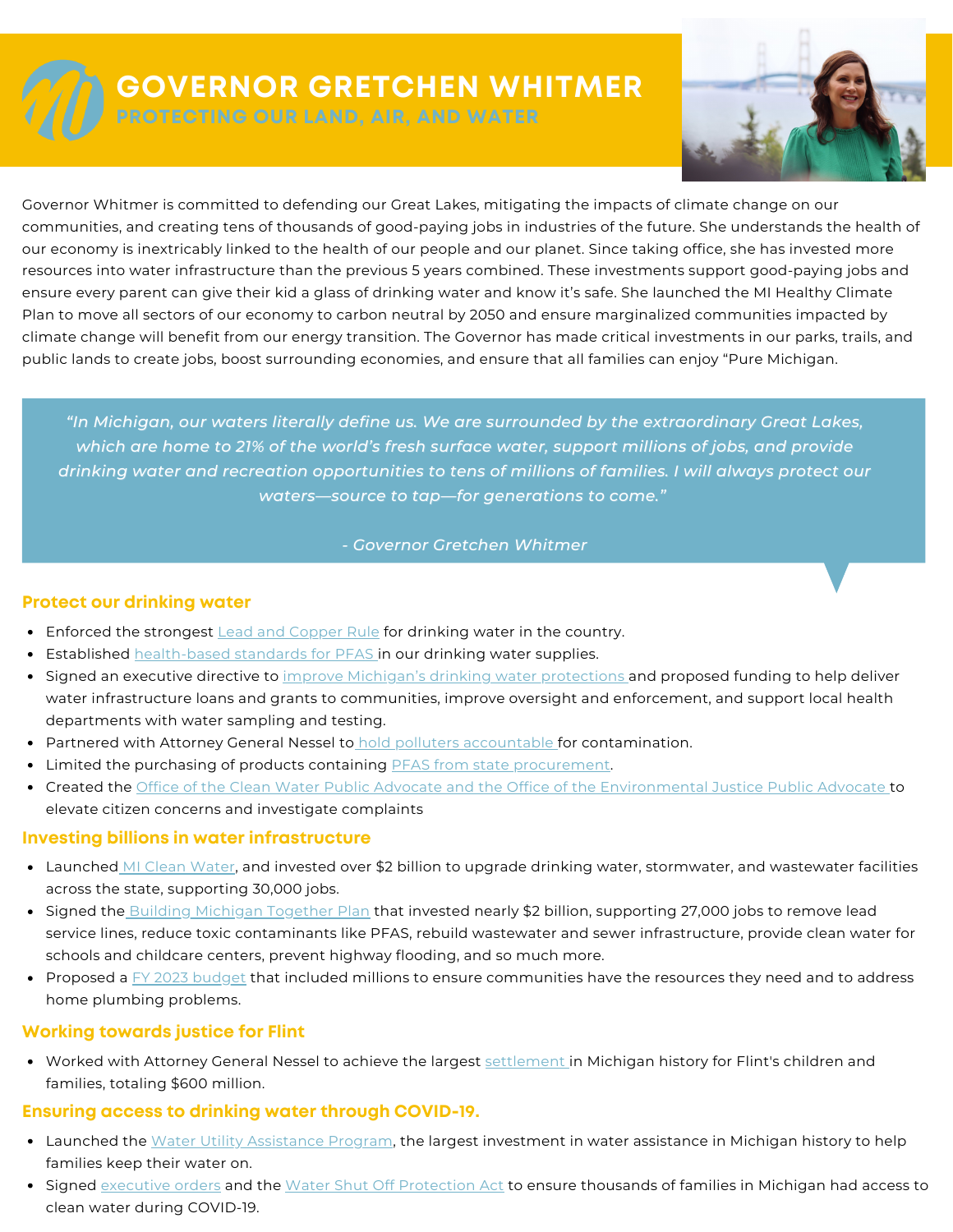# GOVERNOR GRETCHEN WHITMER

## PROTECTING OUR LAND, AIR, AND WATER

Governor Whitmer is committed to defending our Great Lakes, mitigating the impacts of climate change on our communities, and creating tens of thousands of good-paying jobs in industries of the future. She understands the health of our economy is inextricably linked to the health of our people and our planet. Since taking office, she has invested more resources into water infrastructure than the previous 5 years combined. These investments support good-paying jobs and ensure every parent can give their kid a glass of drinking water and know it's safe. She launched the MI Healthy Climate Plan to move all sectors of our economy to carbon neutral by 2050 and ensure marginalized communities impacted by climate change will benefit from our energy transition. The Governor has made critical investments in our parks, trails, and public lands to create jobs, boost surrounding economies, and ensure that all families can enjoy "Pure Michigan.

> *"In Michigan, our waters literally define us. We are surrounded by the extraordinary Great Lakes, which are home to 21% of the world's fresh surface water, support millions of jobs, and provide drinking water and recreation opportunities to tens of millions of families. I will always protect our waters—source to tap—for generations to come."*
>
> *- Governor Gretchen Whitmer*

### Protect our drinking water

- Enforced the strongest Lead and Copper Rule for drinking water in the country.
- Established health-based standards for PFAS in our drinking water supplies.
- Signed an executive directive to improve Michigan's drinking water protections and proposed funding to help deliver water infrastructure loans and grants to communities, improve oversight and enforcement, and support local health departments with water sampling and testing.
- Partnered with Attorney General Nessel to hold polluters accountable for contamination.
- Limited the purchasing of products containing PFAS from state procurement.
- Created the Office of the Clean Water Public Advocate and the Office of the Environmental Justice Public Advocate to elevate citizen concerns and investigate complaints

### Investing billions in water infrastructure

- Launched MI Clean Water, and invested over $2 billion to upgrade drinking water, stormwater, and wastewater facilities across the state, supporting 30,000 jobs.
- Signed the Building Michigan Together Plan that invested nearly $2 billion, supporting 27,000 jobs to remove lead service lines, reduce toxic contaminants like PFAS, rebuild wastewater and sewer infrastructure, provide clean water for schools and childcare centers, prevent highway flooding, and so much more.
- Proposed a FY 2023 budget that included millions to ensure communities have the resources they need and to address home plumbing problems.

### Working towards justice for Flint

- Worked with Attorney General Nessel to achieve the largest settlement in Michigan history for Flint's children and families, totaling $600 million.

### Ensuring access to drinking water through COVID-19.

- Launched the Water Utility Assistance Program, the largest investment in water assistance in Michigan history to help families keep their water on.
- Signed executive orders and the Water Shut Off Protection Act to ensure thousands of families in Michigan had access to clean water during COVID-19.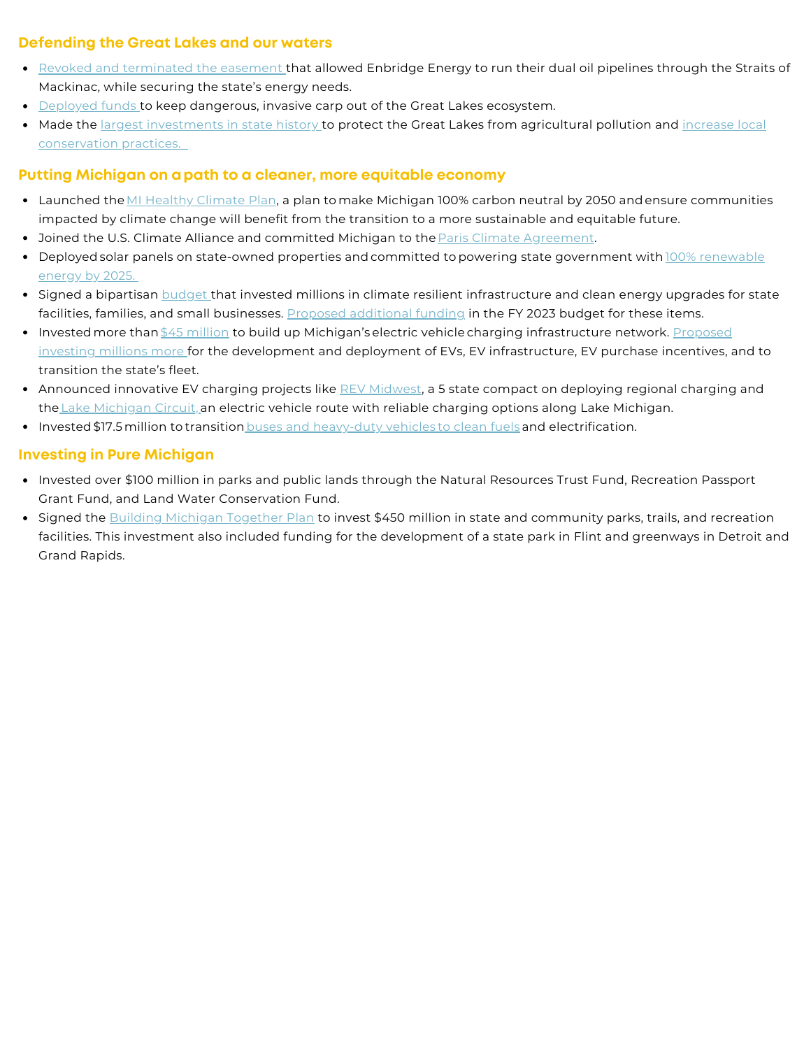## Defending the Great Lakes and our waters

- Revoked and terminated the easement that allowed Enbridge Energy to run their dual oil pipelines through the Straits of Mackinac, while securing the state's energy needs.
- Deployed funds to keep dangerous, invasive carp out of the Great Lakes ecosystem.
- Made the largest investments in state history to protect the Great Lakes from agricultural pollution and increase local conservation practices.

## Putting Michigan on a path to a cleaner, more equitable economy

- Launched the MI Healthy Climate Plan, a plan to make Michigan 100% carbon neutral by 2050 and ensure communities impacted by climate change will benefit from the transition to a more sustainable and equitable future.
- Joined the U.S. Climate Alliance and committed Michigan to the Paris Climate Agreement.
- Deployed solar panels on state-owned properties and committed to powering state government with 100% renewable energy by 2025.
- Signed a bipartisan budget that invested millions in climate resilient infrastructure and clean energy upgrades for state facilities, families, and small businesses. Proposed additional funding in the FY 2023 budget for these items.
- Invested more than $45 million to build up Michigan's electric vehicle charging infrastructure network. Proposed investing millions more for the development and deployment of EVs, EV infrastructure, EV purchase incentives, and to transition the state's fleet.
- Announced innovative EV charging projects like REV Midwest, a 5 state compact on deploying regional charging and the Lake Michigan Circuit, an electric vehicle route with reliable charging options along Lake Michigan.
- Invested $17.5 million to transition buses and heavy-duty vehicles to clean fuels and electrification.

## Investing in Pure Michigan

- Invested over $100 million in parks and public lands through the Natural Resources Trust Fund, Recreation Passport Grant Fund, and Land Water Conservation Fund.
- Signed the Building Michigan Together Plan to invest $450 million in state and community parks, trails, and recreation facilities. This investment also included funding for the development of a state park in Flint and greenways in Detroit and Grand Rapids.